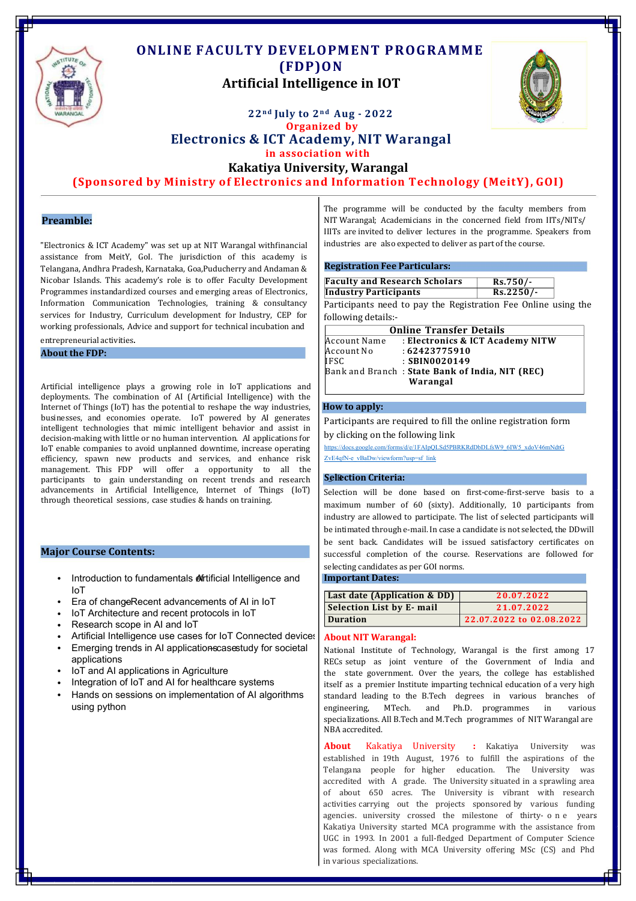# ONLINE FACULTY DEVELOPMENT PROGRAMME (FDP)ON

## Artificial Intelligence in IOT

**22nd July to 2nd Aug - 2022**

**Organized by**

## Electronics & ICT Academy, NIT Warangal

**in association with**

## Kakatiya University, Warangal

**(Sponsored by Ministry of Electronics and Information Technology (MeitY), GOI)**

---

### Preamble:

"Electronics & ICT Academy" was set up at NIT Warangal withfinancial assistance from MeitY, GoI. The jurisdiction of this academy is Telangana, Andhra Pradesh, Karnataka, Goa,Puducherry and Andaman & Nicobar Islands. This academy's role is to offer Faculty Development Programmes instandardized courses and emerging areas of Electronics, Information Communication Technologies, training & consultancy services for Industry, Curriculum development for Industry, CEP for working professionals, Advice and support for technical incubation and entrepreneurial activities.

### About the FDP:

Artificial intelligence plays a growing role in IoT applications and deployments. The combination of AI (Artificial Intelligence) with the Internet of Things (IoT) has the potential to reshape the way industries, businesses, and economies operate. IoT powered by AI generates intelligent technologies that mimic intelligent behavior and assist in decision-making with little or no human intervention. AI applications for IoT enable companies to avoid unplanned downtime, increase operating efficiency, spawn new products and services, and enhance risk management. This FDP will offer a opportunity to all the participants to gain understanding on recent trends and research advancements in Artificial Intelligence, Internet of Things (IoT) through theoretical sessions, case studies & hands on training.

### Major Course Contents:

- Introduction to fundamentals of Artificial Intelligence and IoT
- Era of change-Recent advancements of AI in IoT
- IoT Architecture and recent protocols in IoT
- Research scope in AI and IoT
- Artificial Intelligence use cases for IoT Connected devices
- Emerging trends in AI applications-case study for societal applications
- IoT and AI applications in Agriculture
- Integration of IoT and AI for healthcare systems
- Hands on sessions on implementation of AI algorithms using python

The programme will be conducted by the faculty members from NIT Warangal; Academicians in the concerned field from IITs/NITs/ IIITs are invited to deliver lectures in the programme. Speakers from industries are also expected to deliver as part of the course.

### Registration Fee Particulars:

| Faculty and Research Scholars | Rs.750/- |
|---|---|
| Industry Participants | Rs.2250/- |

Participants need to pay the Registration Fee Online using the following details:-

| Online Transfer Details | |
|---|---|
| Account Name | : Electronics & ICT Academy NITW |
| Account No | : 62423775910 |
| IFSC | : SBIN0020149 |
| Bank and Branch | : State Bank of India, NIT (REC) Warangal |

### How to apply:

Participants are required to fill the online registration form by clicking on the following link

https://docs.google.com/forms/d/e/1FAIpQLSd5PBRKRdDbDLfsW9_6IW5_xdoV46mNdtGZvE4qfN-e_vBaDw/viewform?usp=sf_link

### Selection Criteria:

Selection will be done based on first-come-first-serve basis to a maximum number of 60 (sixty). Additionally, 10 participants from industry are allowed to participate. The list of selected participants will be intimated through e-mail. In case a candidate is not selected, the DD will be sent back. Candidates will be issued satisfactory certificates on successful completion of the course. Reservations are followed for selecting candidates as per GOI norms.

### Important Dates:

| Last date (Application & DD) | 20.07.2022 |
|---|---|
| Selection List by E- mail | 21.07.2022 |
| Duration | 22.07.2022 to 02.08.2022 |

### About NIT Warangal:

National Institute of Technology, Warangal is the first among 17 RECs setup as joint venture of the Government of India and the state government. Over the years, the college has established itself as a premier Institute imparting technical education of a very high standard leading to the B.Tech degrees in various branches of engineering, MTech. and Ph.D. programmes in various specializations. All B.Tech and M.Tech programmes of NIT Warangal are NBA accredited.

**About Kakatiya University :** Kakatiya University was established in 19th August, 1976 to fulfill the aspirations of the Telangana people for higher education. The University was accredited with A grade. The University situated in a sprawling area of about 650 acres. The University is vibrant with research activities carrying out the projects sponsored by various funding agencies. university crossed the milestone of thirty- one years Kakatiya University started MCA programme with the assistance from UGC in 1993. In 2001 a full-fledged Department of Computer Science was formed. Along with MCA University offering MSc (CS) and Phd in various specializations.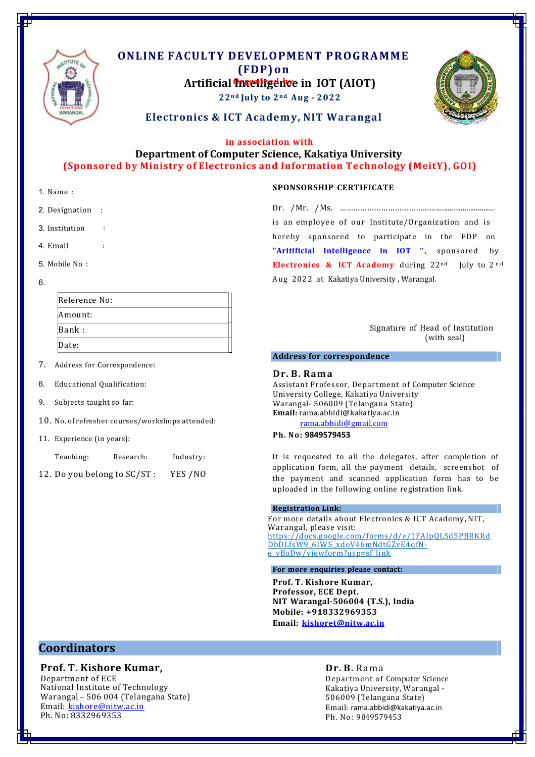# ONLINE FACULTY DEVELOPMENT PROGRAMME (FDP) on

## Artificial Intelligence in IOT (AIOT)

22nd July to 2nd Aug - 2022

Organized by

## Electronics & ICT Academy, NIT Warangal

in association with

**Department of Computer Science, Kakatiya University**

(Sponsored by Ministry of Electronics and Information Technology (MeitY), GOI)

1. Name :
2. Designation :
3. Institution :
4. Email :
5. Mobile No :
6.

| | |
|---|---|
| Reference No: | |
| Amount: | |
| Bank : | |
| Date: | |

7. Address for Correspondence:
8. Educational Qualification:
9. Subjects taught so far:
10. No. of refresher courses/workshops attended:
11. Experience (in years):

   Teaching: Research: Industry:

12. Do you belong to SC/ST : YES /NO

**SPONSORSHIP CERTIFICATE**

Dr. /Mr. /Ms. ……………………………………..…………………….. is an employee of our Institute/Organization and is hereby sponsored to participate in the FDP on **"Aritificial Intelligence in IOT "**, sponsored by **Electronics & ICT Academy** during 22nd July to 2nd Aug 2022 at Kakatiya University, Warangal.

Signature of Head of Institution
(with seal)

**Address for correspondence**

**Dr. B. Rama**
Assistant Professor, Department of Computer Science
University College, Kakatiya University
Warangal- 506009 (Telangana State)
**Email:** rama.abbidi@kakatiya.ac.in
rama.abbidi@gmail.com
**Ph. No: 9849579453**

It is requested to all the delegates, after completion of application form, all the payment details, screenshot of the payment and scanned application form has to be uploaded in the following online registration link.

**Registration Link:**

For more details about Electronics & ICT Academy, NIT, Warangal, please visit:
https://docs.google.com/forms/d/e/1FAIpQLSd5PBRKRdDbDLfsW9_6IW5_xdoV46mNdtGZvE4qfN-e_vBaDw/viewform?usp=sf_link

**For more enquiries please contact:**

**Prof. T. Kishore Kumar,**
**Professor, ECE Dept.**
**NIT Warangal-506004 (T.S.), India**
**Mobile: +918332969353**
**Email: kishoret@nitw.ac.in**

## Coordinators

**Prof. T. Kishore Kumar,**
Department of ECE
National Institute of Technology
Warangal – 506 004 (Telangana State)
Email: kishore@nitw.ac.in
Ph. No: 8332969353

**Dr. B. Rama**
Department of Computer Science
Kakatiya University, Warangal - 506009 (Telangana State)
Email: rama.abbidi@kakatiya.ac.in
Ph. No: 9849579453